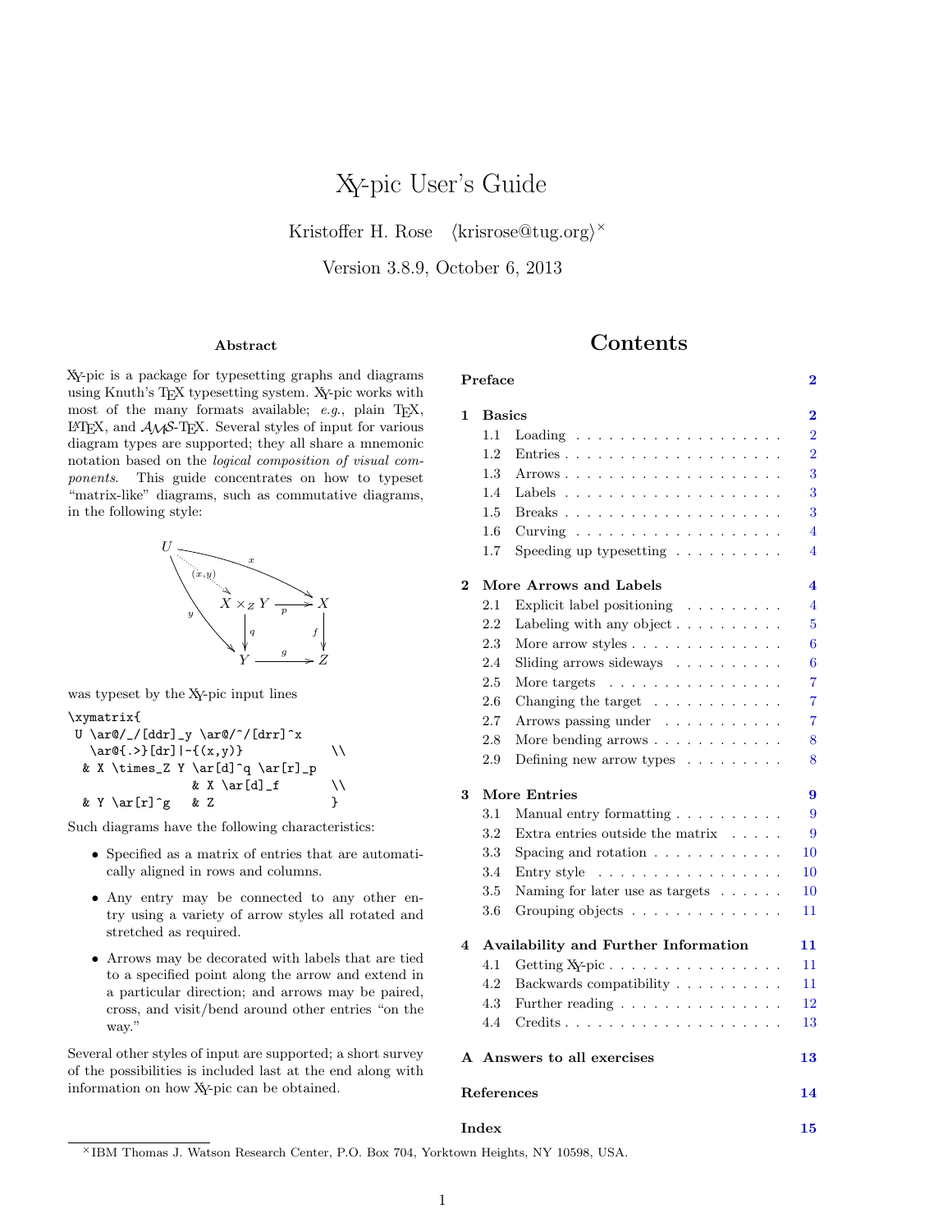# XY-pic User's Guide

Kristoffer H. Rose ⟨krisrose@tug.org⟩[×]

Version 3.8.9, October 6, 2013

### Abstract

XY-pic is a package for typesetting graphs and diagrams using Knuth's TEX typesetting system. XY-pic works with most of the many formats available; *e.g.*, plain TEX, LATEX, and $\mathcal{AMS}$-TEX. Several styles of input for various diagram types are supported; they all share a mnemonic notation based on the *logical composition of visual components*. This guide concentrates on how to typeset "matrix-like" diagrams, such as commutative diagrams, in the following style:

$$\begin{array}{ccccc} U & & & \xrightarrow{x} & \\ & \overset{(x,y)}{\searrow} & & & \\ & & X \times_Z Y & \xrightarrow{p} & X \\ & {}_y\searrow & \downarrow q & & \downarrow f \\ & & Y & \xrightarrow{g} & Z \end{array}$$

was typeset by the XY-pic input lines

```
\xymatrix{
 U \ar@/_/[ddr]_y \ar@/^/[drr]^x
   \ar@{.>}[dr]|-{(x,y)}            \\
  & X \times_Z Y \ar[d]^q \ar[r]_p
                & X \ar[d]_f        \\
  & Y \ar[r]^g   & Z               }
```

Such diagrams have the following characteristics:

- Specified as a matrix of entries that are automatically aligned in rows and columns.
- Any entry may be connected to any other entry using a variety of arrow styles all rotated and stretched as required.
- Arrows may be decorated with labels that are tied to a specified point along the arrow and extend in a particular direction; and arrows may be paired, cross, and visit/bend around other entries "on the way."

Several other styles of input are supported; a short survey of the possibilities is included last at the end along with information on how XY-pic can be obtained.

## Contents

**Preface** — 2

**1 Basics** — 2
- 1.1 Loading — 2
- 1.2 Entries — 2
- 1.3 Arrows — 3
- 1.4 Labels — 3
- 1.5 Breaks — 3
- 1.6 Curving — 4
- 1.7 Speeding up typesetting — 4

**2 More Arrows and Labels** — 4
- 2.1 Explicit label positioning — 4
- 2.2 Labeling with any object — 5
- 2.3 More arrow styles — 6
- 2.4 Sliding arrows sideways — 6
- 2.5 More targets — 7
- 2.6 Changing the target — 7
- 2.7 Arrows passing under — 7
- 2.8 More bending arrows — 8
- 2.9 Defining new arrow types — 8

**3 More Entries** — 9
- 3.1 Manual entry formatting — 9
- 3.2 Extra entries outside the matrix — 9
- 3.3 Spacing and rotation — 10
- 3.4 Entry style — 10
- 3.5 Naming for later use as targets — 10
- 3.6 Grouping objects — 11

**4 Availability and Further Information** — 11
- 4.1 Getting XY-pic — 11
- 4.2 Backwards compatibility — 11
- 4.3 Further reading — 12
- 4.4 Credits — 13

**A Answers to all exercises** — 13

**References** — 14

**Index** — 15

[×] IBM Thomas J. Watson Research Center, P.O. Box 704, Yorktown Heights, NY 10598, USA.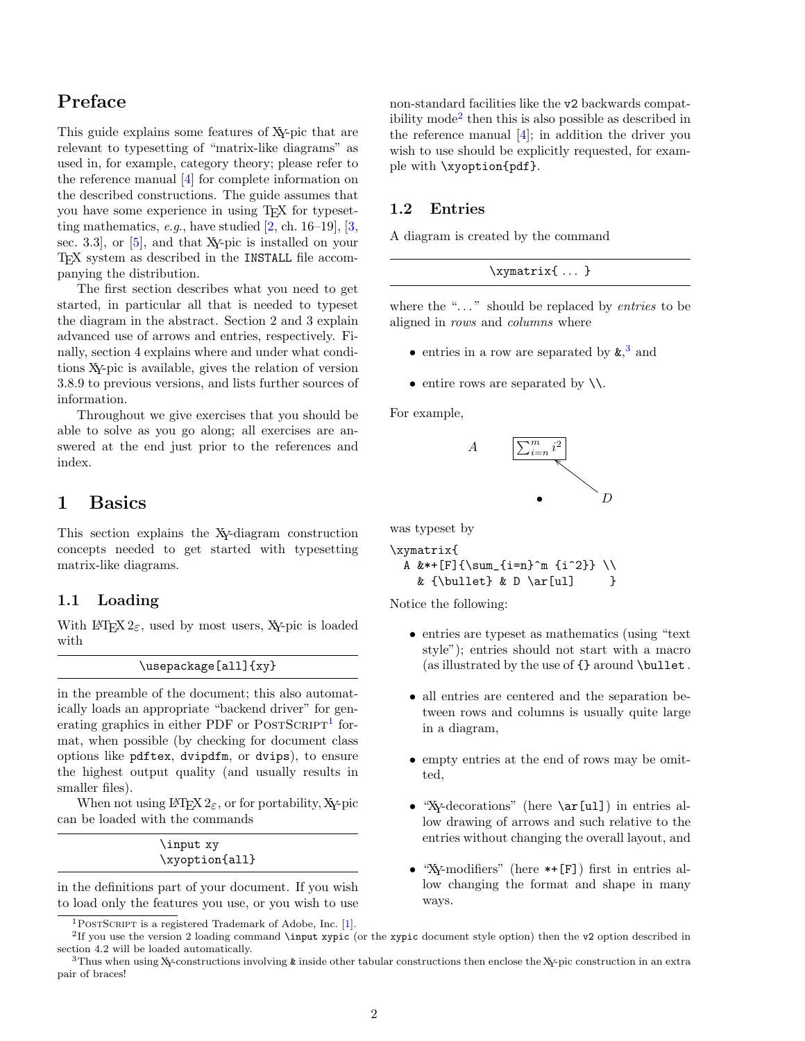# Preface

This guide explains some features of XY-pic that are relevant to typesetting of "matrix-like diagrams" as used in, for example, category theory; please refer to the reference manual [4] for complete information on the described constructions. The guide assumes that you have some experience in using TEX for typesetting mathematics, *e.g.*, have studied [2, ch. 16–19], [3, sec. 3.3], or [5], and that XY-pic is installed on your TEX system as described in the INSTALL file accompanying the distribution.

The first section describes what you need to get started, in particular all that is needed to typeset the diagram in the abstract. Section 2 and 3 explain advanced use of arrows and entries, respectively. Finally, section 4 explains where and under what conditions XY-pic is available, gives the relation of version 3.8.9 to previous versions, and lists further sources of information.

Throughout we give exercises that you should be able to solve as you go along; all exercises are answered at the end just prior to the references and index.

# 1 Basics

This section explains the XY-diagram construction concepts needed to get started with typesetting matrix-like diagrams.

## 1.1 Loading

With LATEX 2$_\varepsilon$, used by most users, XY-pic is loaded with

```
\usepackage[all]{xy}
```

in the preamble of the document; this also automatically loads an appropriate "backend driver" for generating graphics in either PDF or POSTSCRIPT[1] format, when possible (by checking for document class options like `pdftex`, `dvipdfm`, or `dvips`), to ensure the highest output quality (and usually results in smaller files).

When not using LATEX 2$_\varepsilon$, or for portability, XY-pic can be loaded with the commands

```
\input xy
\xyoption{all}
```

in the definitions part of your document. If you wish to load only the features you use, or you wish to use non-standard facilities like the `v2` backwards compatibility mode[2] then this is also possible as described in the reference manual [4]; in addition the driver you wish to use should be explicitly requested, for example with `\xyoption{pdf}`.

## 1.2 Entries

A diagram is created by the command

```
\xymatrix{ ... }
```

where the "..." should be replaced by *entries* to be aligned in *rows* and *columns* where

- entries in a row are separated by `&`,[3] and
- entire rows are separated by `\\`.

For example,

$$\begin{array}{ccc} A & \boxed{\sum_{i=n}^m i^2} & \\ & \bullet & D \end{array}$$

was typeset by

```
\xymatrix{
  A &*+[F]{\sum_{i=n}^m {i^2}} \\
    & {\bullet} & D \ar[ul]     }
```

Notice the following:

- entries are typeset as mathematics (using "text style"); entries should not start with a macro (as illustrated by the use of `{}` around `\bullet`.
- all entries are centered and the separation between rows and columns is usually quite large in a diagram,
- empty entries at the end of rows may be omitted,
- "XY-decorations" (here `\ar[ul]`) in entries allow drawing of arrows and such relative to the entries without changing the overall layout, and
- "XY-modifiers" (here `*+[F]`) first in entries allow changing the format and shape in many ways.

---

[1] POSTSCRIPT is a registered Trademark of Adobe, Inc. [1].

[2] If you use the version 2 loading command `\input xypic` (or the `xypic` document style option) then the `v2` option described in section 4.2 will be loaded automatically.

[3] Thus when using XY-constructions involving `&` inside other tabular constructions then enclose the XY-pic construction in an extra pair of braces!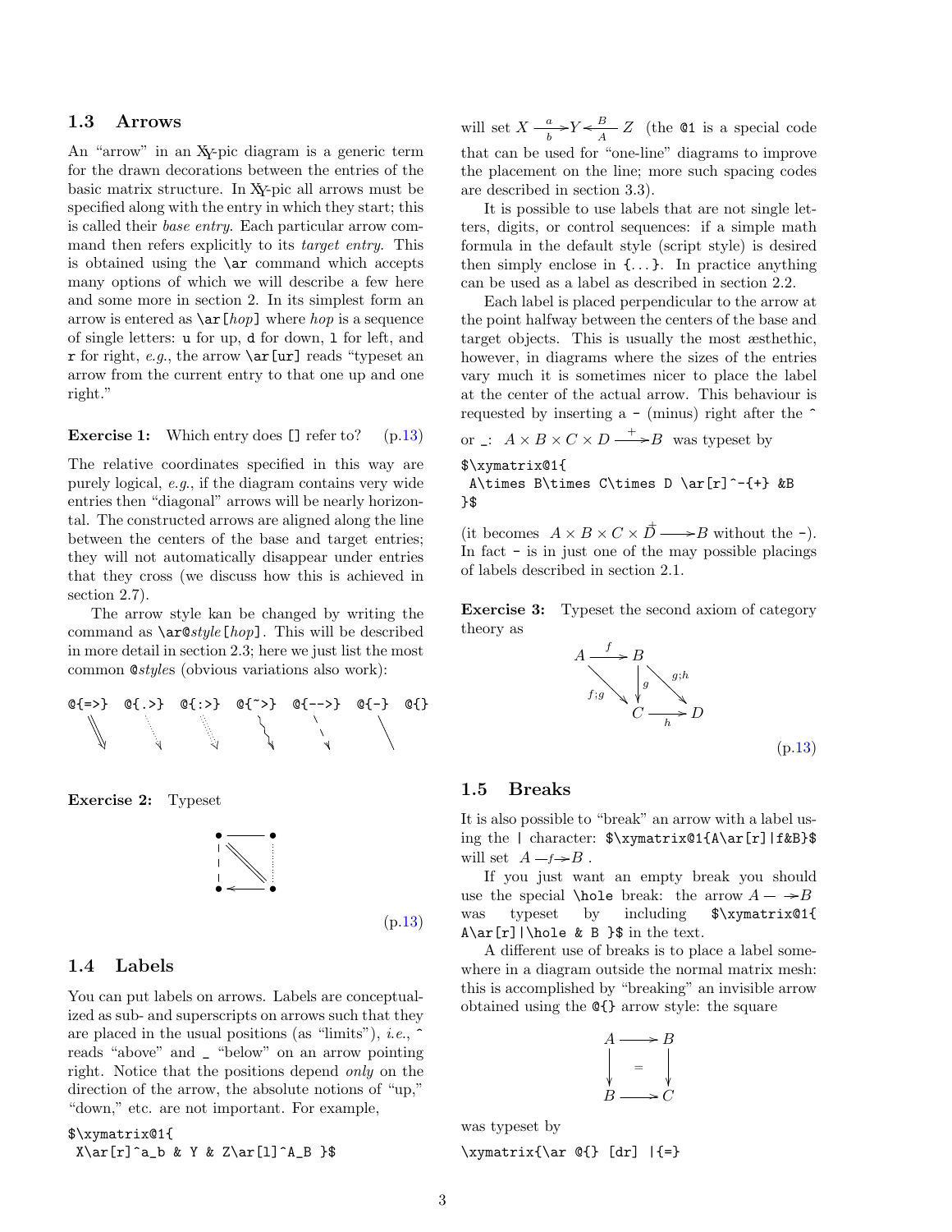### 1.3 Arrows

An "arrow" in an XY-pic diagram is a generic term for the drawn decorations between the entries of the basic matrix structure. In XY-pic all arrows must be specified along with the entry in which they start; this is called their *base entry*. Each particular arrow command then refers explicitly to its *target entry*. This is obtained using the `\ar` command which accepts many options of which we will describe a few here and some more in section 2. In its simplest form an arrow is entered as `\ar[`*hop*`]` where *hop* is a sequence of single letters: `u` for up, `d` for down, `l` for left, and `r` for right, *e.g.*, the arrow `\ar[ur]` reads "typeset an arrow from the current entry to that one up and one right."

**Exercise 1:** Which entry does `[]` refer to? (p.13)

The relative coordinates specified in this way are purely logical, *e.g.*, if the diagram contains very wide entries then "diagonal" arrows will be nearly horizontal. The constructed arrows are aligned along the line between the centers of the base and target entries; they will not automatically disappear under entries that they cross (we discuss how this is achieved in section 2.7).

The arrow style kan be changed by writing the command as `\ar@`*style*`[`*hop*`]`. This will be described in more detail in section 2.3; here we just list the most common `@`*style*s (obvious variations also work):

`@{=>}` `@{.>}` `@{:>}` `@{~>}` `@{-->}` `@{-}` `@{}`

**Exercise 2:** Typeset

(p.13)

### 1.4 Labels

You can put labels on arrows. Labels are conceptualized as sub- and superscripts on arrows such that they are placed in the usual positions (as "limits"), *i.e.*, `^` reads "above" and `_` "below" on an arrow pointing right. Notice that the positions depend *only* on the direction of the arrow, the absolute notions of "up," "down," etc. are not important. For example,

```
$\xymatrix@1{
 X\ar[r]^a_b & Y & Z\ar[l]^A_B }$
```

will set $X \xrightarrow[b]{a} Y \xleftarrow[A]{B} Z$ (the `@1` is a special code that can be used for "one-line" diagrams to improve the placement on the line; more such spacing codes are described in section 3.3).

It is possible to use labels that are not single letters, digits, or control sequences: if a simple math formula in the default style (script style) is desired then simply enclose in `{...}`. In practice anything can be used as a label as described in section 2.2.

Each label is placed perpendicular to the arrow at the point halfway between the centers of the base and target objects. This is usually the most æsthethic, however, in diagrams where the sizes of the entries vary much it is sometimes nicer to place the label at the center of the actual arrow. This behaviour is requested by inserting a `-` (minus) right after the `^` or `_`: $A \times B \times C \times D \xrightarrow{+} B$ was typeset by

```
$\xymatrix@1{
 A\times B\times C\times D \ar[r]^-{+} &B
}$
```

(it becomes $A \times B \times C \times \overset{+}{D} \longrightarrow B$ without the `-`). In fact `-` is in just one of the may possible placings of labels described in section 2.1.

**Exercise 3:** Typeset the second axiom of category theory as

$$\begin{array}{ccc} A & \xrightarrow{f} & B \\ & {\scriptstyle f;g}\searrow & \downarrow{\scriptstyle g} \searrow{\scriptstyle g;h} \\ & & C \xrightarrow[h]{} D \end{array}$$

(p.13)

### 1.5 Breaks

It is also possible to "break" an arrow with a label using the `|` character: `$\xymatrix@1{A\ar[r]|f&B}$` will set $A \mathrel{-f\!\!\rightarrow} B$.

If you just want an empty break you should use the special `\hole` break: the arrow $A -\ \rightarrow B$ was typeset by including `$\xymatrix@1{ A\ar[r]|\hole & B }$` in the text.

A different use of breaks is to place a label somewhere in a diagram outside the normal matrix mesh: this is accomplished by "breaking" an invisible arrow obtained using the `@{}` arrow style: the square

$$\begin{array}{ccc} A & \longrightarrow & B \\ \downarrow & = & \downarrow \\ B & \longrightarrow & C \end{array}$$

was typeset by

```
\xymatrix{\ar @{} [dr] |{=}
```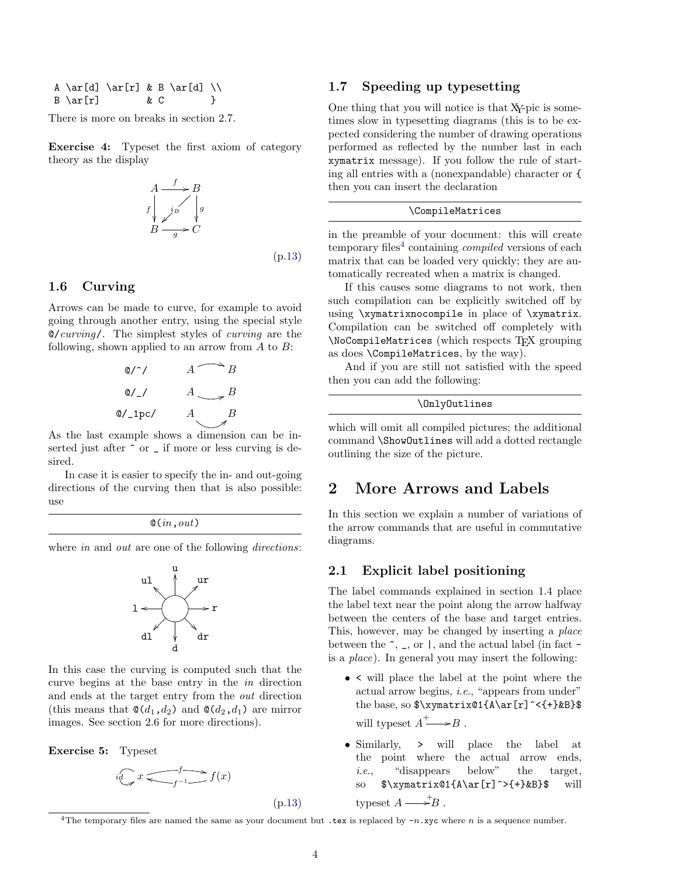```
A \ar[d] \ar[r] & B \ar[d] \\
B \ar[r]        & C        }
```

There is more on breaks in section 2.7.

**Exercise 4:** Typeset the first axiom of category theory as the display

$$\begin{array}{ccc} A & \xrightarrow{f} & B \\ {\scriptstyle f}\downarrow & \swarrow_{i_B} & \downarrow{\scriptstyle g} \\ B & \xrightarrow[g]{} & C \end{array}$$

(p.13)

### 1.6 Curving

Arrows can be made to curve, for example to avoid going through another entry, using the special style `@/`*curving*`/`. The simplest styles of *curving* are the following, shown applied to an arrow from $A$ to $B$:

| | |
|---|---|
| `@/^/` | $A \curvearrowright B$ |
| `@/_/` | $A \curvearrowright B$ |
| `@/_1pc/` | $A \curvearrowright B$ |

As the last example shows a dimension can be inserted just after `^` or `_` if more or less curving is desired.

In case it is easier to specify the in- and out-going directions of the curving then that is also possible: use

---

`@(`*in*`,`*out*`)`

---

where *in* and *out* are one of the following *directions*:

`u`, `ur`, `r`, `dr`, `d`, `dl`, `l`, `ul`

In this case the curving is computed such that the curve begins at the base entry in the *in* direction and ends at the target entry from the *out* direction (this means that `@(`$d_1$`,`$d_2$`)` and `@(`$d_2$`,`$d_1$`)` are mirror images. See section 2.6 for more directions).

**Exercise 5:** Typeset

$$id \circlearrowright x \underset{f^{-1}}{\overset{f}{\rightleftarrows}} f(x)$$

(p.13)

### 1.7 Speeding up typesetting

One thing that you will notice is that XY-pic is sometimes slow in typesetting diagrams (this is to be expected considering the number of drawing operations performed as reflected by the number last in each `xymatrix` message). If you follow the rule of starting all entries with a (nonexpandable) character or `{` then you can insert the declaration

---

`\CompileMatrices`

---

in the preamble of your document: this will create temporary files[4] containing *compiled* versions of each matrix that can be loaded very quickly; they are automatically recreated when a matrix is changed.

If this causes some diagrams to not work, then such compilation can be explicitly switched off by using `\xymatrixnocompile` in place of `\xymatrix`. Compilation can be switched off completely with `\NoCompileMatrices` (which respects TEX grouping as does `\CompileMatrices`, by the way).

And if you are still not satisfied with the speed then you can add the following:

---

`\OnlyOutlines`

---

which will omit all compiled pictures; the additional command `\ShowOutlines` will add a dotted rectangle outlining the size of the picture.

## 2 More Arrows and Labels

In this section we explain a number of variations of the arrow commands that are useful in commutative diagrams.

### 2.1 Explicit label positioning

The label commands explained in section 1.4 place the label text near the point along the arrow halfway between the centers of the base and target entries. This, however, may be changed by inserting a *place* between the `^`, `_`, or `|`, and the actual label (in fact `-` is a *place*). In general you may insert the following:

- `<` will place the label at the point where the actual arrow begins, *i.e.*, "appears from under" the base, so `$\xymatrix@1{A\ar[r]^<{+}&B}$` will typeset $A \overset{+}{\longrightarrow} B$ .
- Similarly, `>` will place the label at the point where the actual arrow ends, *i.e.*, "disappears below" the target, so `$\xymatrix@1{A\ar[r]^>{+}&B}$` will typeset $A \longrightarrow\!\!{}^{+} B$ .

[4] The temporary files are named the same as your document but `.tex` is replaced by `-`*n*`.xyc` where *n* is a sequence number.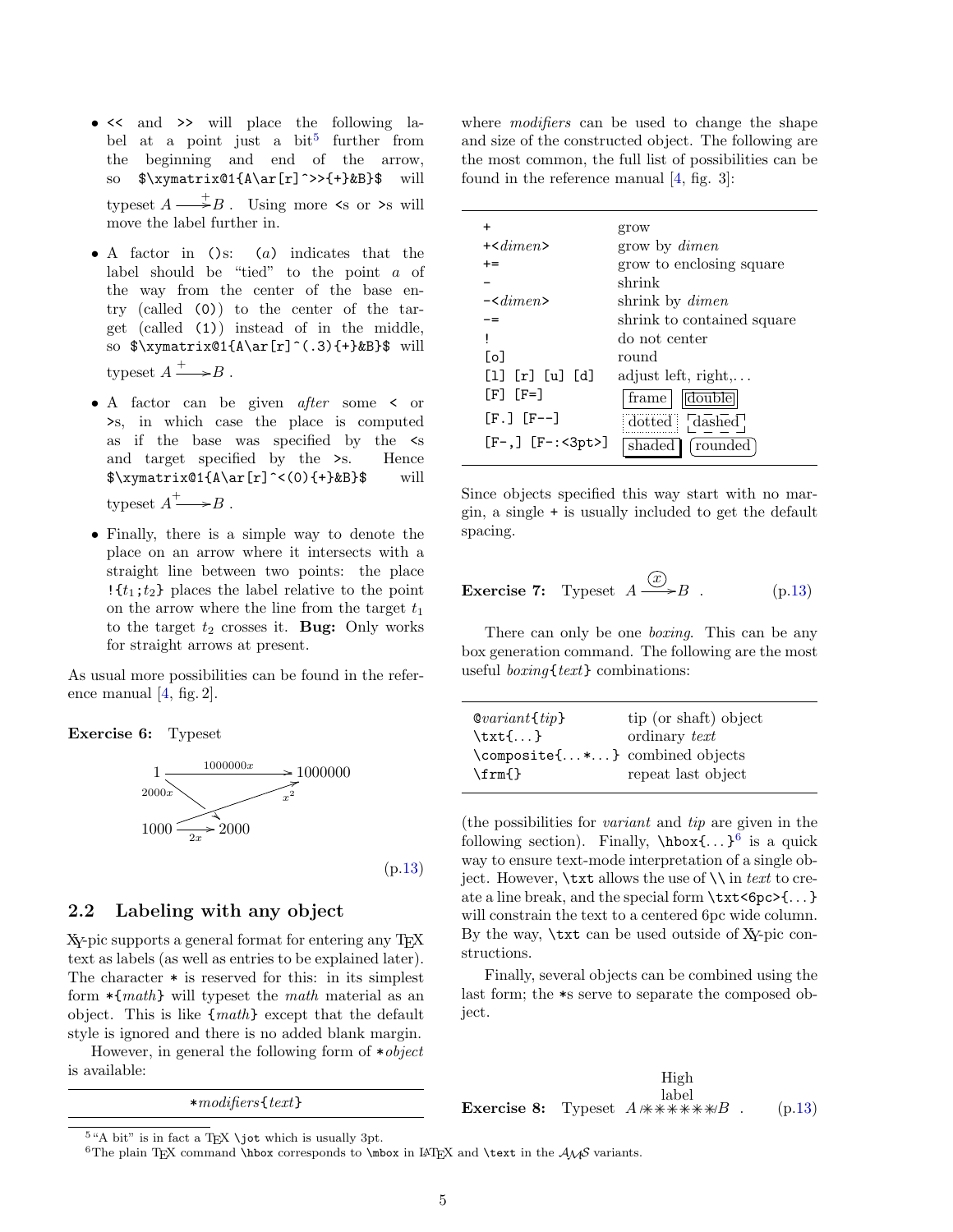- `<<` and `>>` will place the following label at a point just a bit[5] further from the beginning and end of the arrow, so `$\xymatrix@1{A\ar[r]^>>{+}&B}$` will typeset $A \xrightarrow{+} B$. Using more `<`s or `>`s will move the label further in.

- A factor in `()`s: `(`*a*`)` indicates that the label should be "tied" to the point *a* of the way from the center of the base entry (called `(0)`) to the center of the target (called `(1)`) instead of in the middle, so `$\xymatrix@1{A\ar[r]^(.3){+}&B}$` will typeset $A \xrightarrow{+} B$.

- A factor can be given *after* some `<` or `>`s, in which case the place is computed as if the base was specified by the `<`s and target specified by the `>`s. Hence `$\xymatrix@1{A\ar[r]^<(0){+}&B}$` will typeset $A \xrightarrow{+} B$.

- Finally, there is a simple way to denote the place on an arrow where it intersects with a straight line between two points: the place `!{`$t_1$`;`$t_2$`}` places the label relative to the point on the arrow where the line from the target $t_1$ to the target $t_2$ crosses it. **Bug:** Only works for straight arrows at present.

As usual more possibilities can be found in the reference manual [4, fig. 2].

**Exercise 6:** Typeset

$$\begin{array}{ccc} 1 & \xrightarrow{1000000x} & 1000000 \\ {\scriptstyle 2000x} & & {\scriptstyle x^2} \\ 1000 & \xrightarrow[2x]{} & 2000 \end{array}$$

(p.13)

## 2.2 Labeling with any object

XY-pic supports a general format for entering any TEX text as labels (as well as entries to be explained later). The character `*` is reserved for this: in its simplest form `*{`*math*`}` will typeset the *math* material as an object. This is like `{`*math*`}` except that the default style is ignored and there is no added blank margin.

However, in general the following form of `*`*object* is available:

`*`*modifiers*`{`*text*`}`

where *modifiers* can be used to change the shape and size of the constructed object. The following are the most common, the full list of possibilities can be found in the reference manual [4, fig. 3]:

| | |
|---|---|
| `+` | grow |
| `+<`*dimen*`>` | grow by *dimen* |
| `+=` | grow to enclosing square |
| `-` | shrink |
| `-<`*dimen*`>` | shrink by *dimen* |
| `-=` | shrink to contained square |
| `!` | do not center |
| `[o]` | round |
| `[l] [r] [u] [d]` | adjust left, right,... |
| `[F] [F=]` | frame double |
| `[F.] [F--]` | dotted dashed |
| `[F-,] [F-:<3pt>]` | shaded rounded |

Since objects specified this way start with no margin, a single `+` is usually included to get the default spacing.

**Exercise 7:** Typeset $A \xrightarrow{\textcircled{x}} B$. (p.13)

There can only be one *boxing*. This can be any box generation command. The following are the most useful *boxing*`{`*text*`}` combinations:

| | |
|---|---|
| `@`*variant*`{`*tip*`}` | tip (or shaft) object |
| `\txt{`...`}` | ordinary *text* |
| `\composite{`...`*`...`}` | combined objects |
| `\frm{}` | repeat last object |

(the possibilities for *variant* and *tip* are given in the following section). Finally, `\hbox{`...`}`[6] is a quick way to ensure text-mode interpretation of a single object. However, `\txt` allows the use of `\\` in *text* to create a line break, and the special form `\txt<6pc>{`...`}` will constrain the text to a centered 6pc wide column. By the way, `\txt` can be used outside of XY-pic constructions.

Finally, several objects can be combined using the last form; the `*`s serve to separate the composed object.

**Exercise 8:** Typeset $A$ ⁄∗∗∗∗∗∗⁄ $B$ (with the label "High label" above). (p.13)

[5] "A bit" is in fact a TEX `\jot` which is usually 3pt.

[6] The plain TEX command `\hbox` corresponds to `\mbox` in LATEX and `\text` in the AMS variants.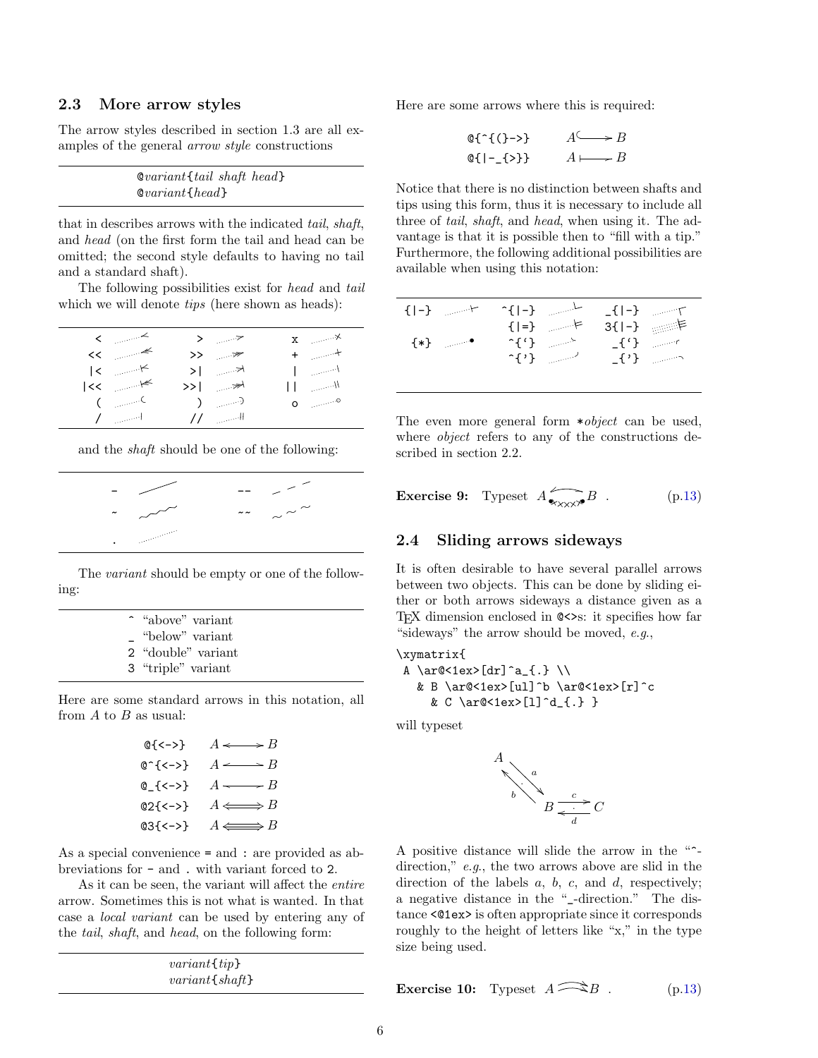### 2.3 More arrow styles

The arrow styles described in section 1.3 are all examples of the general *arrow style* constructions

```
@variant{tail shaft head}
@variant{head}
```

that in describes arrows with the indicated *tail*, *shaft*, and *head* (on the first form the tail and head can be omitted; the second style defaults to having no tail and a standard shaft).

The following possibilities exist for *head* and *tail* which we will denote *tips* (here shown as heads):

| | | |
|---|---|---|
| `<` | `>` | `x` |
| `<<` | `>>` | `+` |
| `|<` | `>|` | `|` |
| `|<<` | `>>|` | `||` |
| `(` | `)` | `o` |
| `/` | `//` | |

and the *shaft* should be one of the following:

| | |
|---|---|
| `-` | `--` |
| `~` | `~~` |
| `.` | |

The *variant* should be empty or one of the following:

| | |
|---|---|
| `^` | "above" variant |
| `_` | "below" variant |
| `2` | "double" variant |
| `3` | "triple" variant |

Here are some standard arrows in this notation, all from $A$ to $B$ as usual:

| | |
|---|---|
| `@{<->}` | $A \longleftrightarrow B$ |
| `@^{<->}` | $A \longleftrightarrow B$ |
| `@_{<->}` | $A \longleftrightarrow B$ |
| `@2{<->}` | $A \Longleftrightarrow B$ |
| `@3{<->}` | $A \Lleftarrow\Rrightarrow B$ |

As a special convenience `=` and `:` are provided as abbreviations for `-` and `.` with variant forced to `2`.

As it can be seen, the variant will affect the *entire* arrow. Sometimes this is not what is wanted. In that case a *local variant* can be used by entering any of the *tail*, *shaft*, and *head*, on the following form:

```
variant{tip}
variant{shaft}
```

Here are some arrows where this is required:

| | |
|---|---|
| `@{^{(}->}` | $A \hookrightarrow B$ |
| `@{|-_{>}}` | $A \longmapsto B$ |

Notice that there is no distinction between shafts and tips using this form, thus it is necessary to include all three of *tail*, *shaft*, and *head*, when using it. The advantage is that it is possible then to "fill with a tip." Furthermore, the following additional possibilities are available when using this notation:

| | | |
|---|---|---|
| `{|-}` | `^{|-}` | `_{|-}` |
| | `{|=}` | `3{|-}` |
| `{*}` | ``^{`}`` | ``_{`}`` |
| | `^{'}` | `_{'}` |

The even more general form `*`*object* can be used, where *object* refers to any of the constructions described in section 2.2.

**Exercise 9:** Typeset $A$ ⟵ $B$ (with a crossed, dotted lower arrow) . (p.13)

### 2.4 Sliding arrows sideways

It is often desirable to have several parallel arrows between two objects. This can be done by sliding either or both arrows sideways a distance given as a TEX dimension enclosed in `@<>`s: it specifies how far "sideways" the arrow should be moved, *e.g.*,

```
\xymatrix{
 A \ar@<1ex>[dr]^a_{.} \\
   & B \ar@<1ex>[ul]^b \ar@<1ex>[r]^c
     & C \ar@<1ex>[l]^d_{.} }
```

will typeset

A positive distance will slide the arrow in the "`^`-direction," *e.g.*, the two arrows above are slid in the direction of the labels $a$, $b$, $c$, and $d$, respectively; a negative distance in the "`_`-direction." The distance `<@1ex>` is often appropriate since it corresponds roughly to the height of letters like "x," in the type size being used.

**Exercise 10:** Typeset $A \rightrightarrows B$ . (p.13)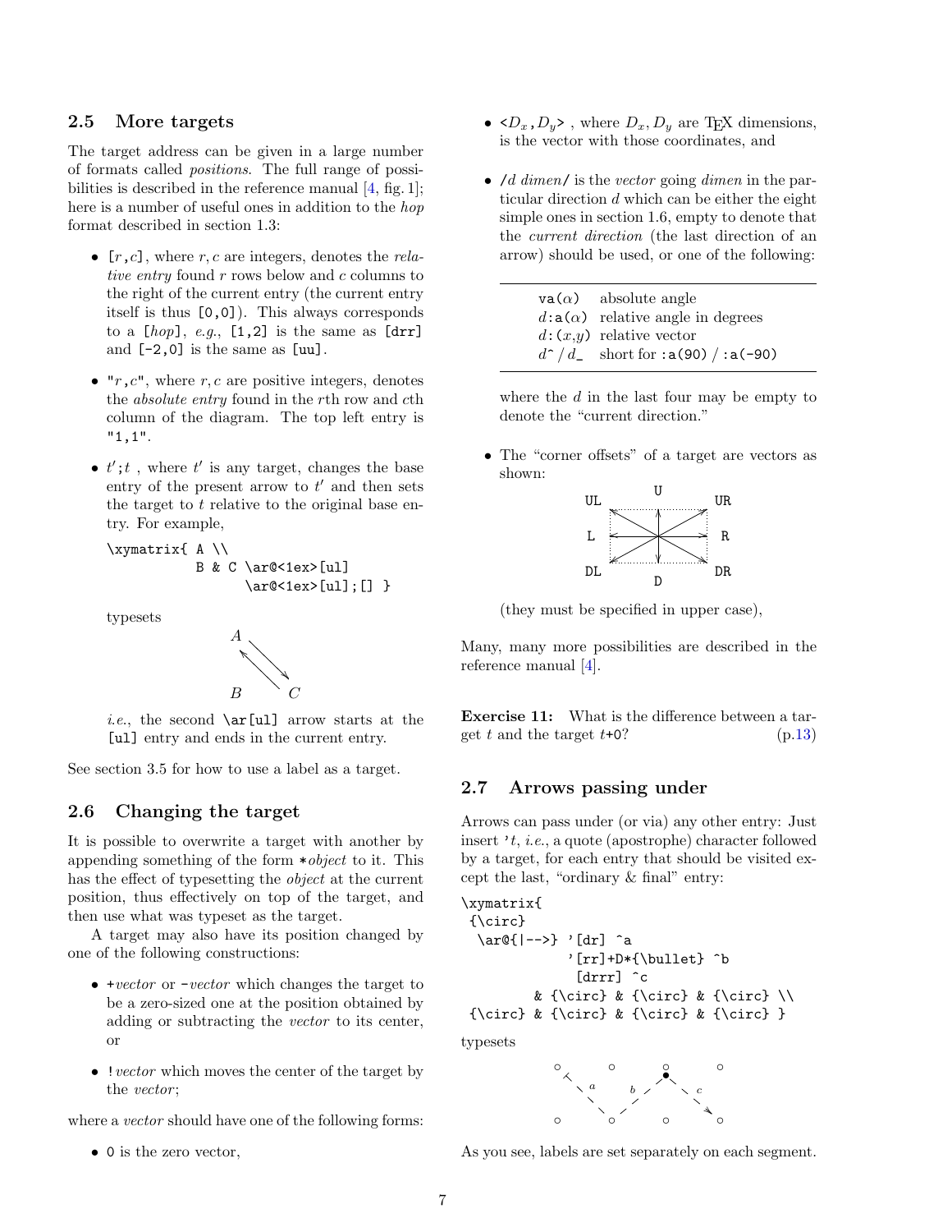### 2.5 More targets

The target address can be given in a large number of formats called *positions*. The full range of possibilities is described in the reference manual [4, fig. 1]; here is a number of useful ones in addition to the *hop* format described in section 1.3:

- `[`$r$`,`$c$`]`, where $r, c$ are integers, denotes the *relative entry* found $r$ rows below and $c$ columns to the right of the current entry (the current entry itself is thus `[0,0]`). This always corresponds to a `[`*hop*`]`, *e.g.*, `[1,2]` is the same as `[drr]` and `[-2,0]` is the same as `[uu]`.

- `"`$r$`,`$c$`"`, where $r, c$ are positive integers, denotes the *absolute entry* found in the $r$th row and $c$th column of the diagram. The top left entry is `"1,1"`.

- $t'$`;`$t$ , where $t'$ is any target, changes the base entry of the present arrow to $t'$ and then sets the target to $t$ relative to the original base entry. For example,

  ```
  \xymatrix{ A \\
             B & C \ar@<1ex>[ul]
                   \ar@<1ex>[ul];[] }
  ```

  typesets

  *i.e.*, the second `\ar[ul]` arrow starts at the `[ul]` entry and ends in the current entry.

See section 3.5 for how to use a label as a target.

### 2.6 Changing the target

It is possible to overwrite a target with another by appending something of the form `*`*object* to it. This has the effect of typesetting the *object* at the current position, thus effectively on top of the target, and then use what was typeset as the target.

A target may also have its position changed by one of the following constructions:

- `+`*vector* or `-`*vector* which changes the target to be a zero-sized one at the position obtained by adding or subtracting the *vector* to its center, or

- `!`*vector* which moves the center of the target by the *vector*;

where a *vector* should have one of the following forms:

- `0` is the zero vector,

- `<`$D_x$`,`$D_y$`>` , where $D_x, D_y$ are TeX dimensions, is the vector with those coordinates, and

- `/`$d$ *dimen*`/` is the *vector* going *dimen* in the particular direction $d$ which can be either the eight simple ones in section 1.6, empty to denote that the *current direction* (the last direction of an arrow) should be used, or one of the following:

| | |
|---|---|
| `va(`$\alpha$`)` | absolute angle |
| $d$`:a(`$\alpha$`)` | relative angle in degrees |
| $d$`:(`$x$`,`$y$`)` | relative vector |
| $d$`^` / $d$`_` | short for `:a(90)` / `:a(-90)` |

  where the $d$ in the last four may be empty to denote the "current direction."

- The "corner offsets" of a target are vectors as shown:

  UL, U, UR, L, R, DL, D, DR

  (they must be specified in upper case),

Many, many more possibilities are described in the reference manual [4].

**Exercise 11:** What is the difference between a target $t$ and the target $t$`+0`? (p.13)

### 2.7 Arrows passing under

Arrows can pass under (or via) any other entry: Just insert `'`$t$, *i.e.*, a quote (apostrophe) character followed by a target, for each entry that should be visited except the last, "ordinary & final" entry:

```
\xymatrix{
 {\circ}
  \ar@{|-->} '[dr] ^a
             '[rr]+D*{\bullet} ^b
              [drrr] ^c
        & {\circ} & {\circ} & {\circ} \\
 {\circ} & {\circ} & {\circ} & {\circ} }
```

typesets

As you see, labels are set separately on each segment.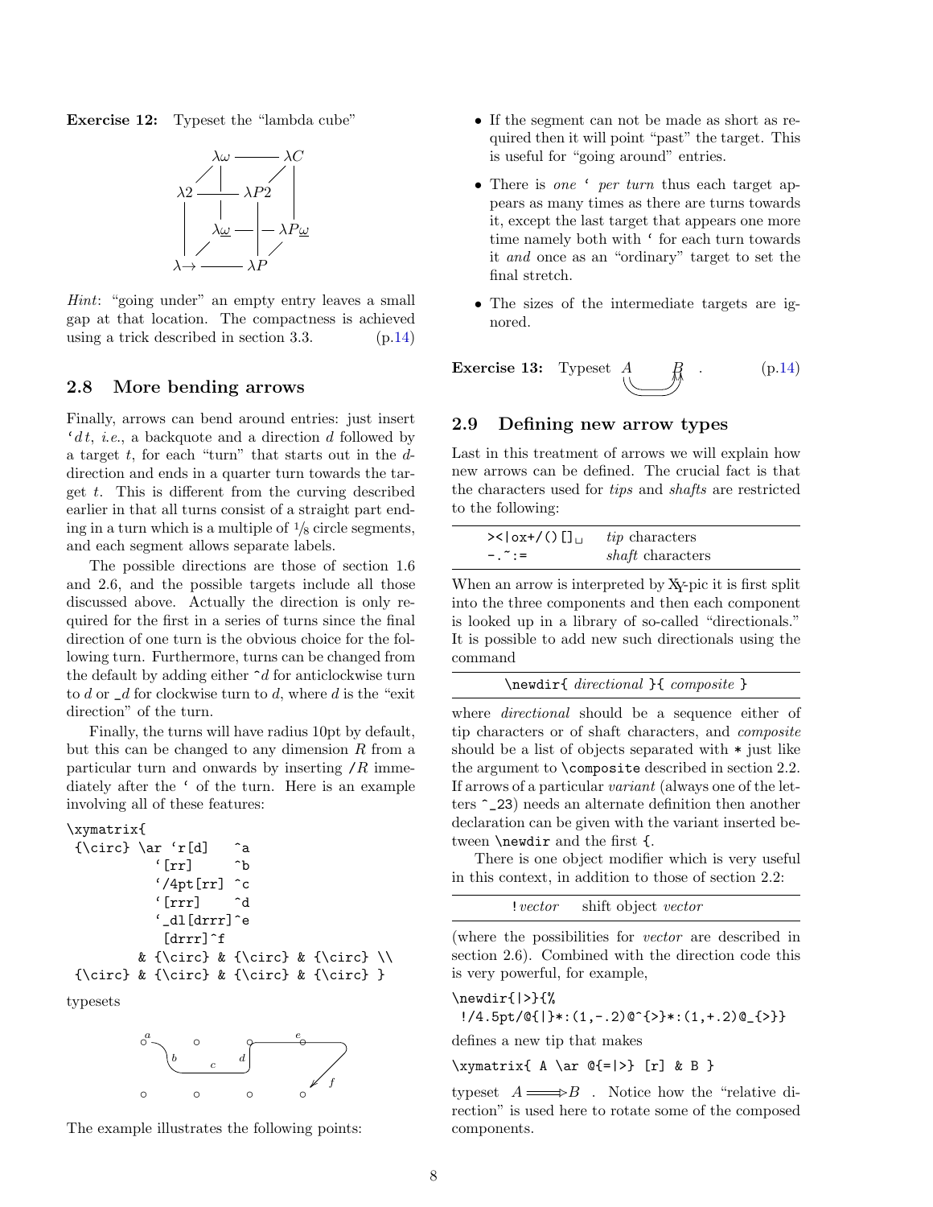**Exercise 12:** Typeset the "lambda cube"

$$\begin{array}{ccccc} & \lambda\omega & \text{———} & \lambda C & \\ \lambda 2 & \text{———} & \lambda P2 & & \\ & \lambda\underline{\omega} & \text{—} & \lambda P\underline{\omega} & \\ \lambda\!\to & \text{———} & \lambda P & & \end{array}$$

*Hint*: "going under" an empty entry leaves a small gap at that location. The compactness is achieved using a trick described in section 3.3. (p.14)

## 2.8 More bending arrows

Finally, arrows can bend around entries: just insert '*dt*, *i.e.*, a backquote and a direction *d* followed by a target *t*, for each "turn" that starts out in the *d*-direction and ends in a quarter turn towards the target *t*. This is different from the curving described earlier in that all turns consist of a straight part ending in a turn which is a multiple of 1/8 circle segments, and each segment allows separate labels.

The possible directions are those of section 1.6 and 2.6, and the possible targets include all those discussed above. Actually the direction is only required for the first in a series of turns since the final direction of one turn is the obvious choice for the following turn. Furthermore, turns can be changed from the default by adding either ^*d* for anticlockwise turn to *d* or _*d* for clockwise turn to *d*, where *d* is the "exit direction" of the turn.

Finally, the turns will have radius 10pt by default, but this can be changed to any dimension *R* from a particular turn and onwards by inserting /*R* immediately after the ' of the turn. Here is an example involving all of these features:

```
\xymatrix{
 {\circ} \ar `r[d]   ^a
          `[rr]      ^b
          `/4pt[rr] ^c
          `[rrr]     ^d
          `_dl[drrr]^e
           [drrr]^f
        & {\circ} & {\circ} & {\circ} \\
 {\circ} & {\circ} & {\circ} & {\circ} }
```

typesets

$$\begin{array}{cccc} \circ^{a} & \circ & \circ & \overset{e}{\circ} \\ \circ & \circ & \circ & \circ \end{array}$$

The example illustrates the following points:

- If the segment can not be made as short as required then it will point "past" the target. This is useful for "going around" entries.
- There is *one* ' *per turn* thus each target appears as many times as there are turns towards it, except the last target that appears one more time namely both with ' for each turn towards it *and* once as an "ordinary" target to set the final stretch.
- The sizes of the intermediate targets are ignored.

**Exercise 13:** Typeset $A \qquad B$ . (p.14)

## 2.9 Defining new arrow types

Last in this treatment of arrows we will explain how new arrows can be defined. The crucial fact is that the characters used for *tips* and *shafts* are restricted to the following:

| | |
|---|---|
| `><|ox+/()[]␣` | *tip* characters |
| `-.~:=` | *shaft* characters |

When an arrow is interpreted by XY-pic it is first split into the three components and then each component is looked up in a library of so-called "directionals." It is possible to add new such directionals using the command

`\newdir{` *directional* `}{` *composite* `}`

where *directional* should be a sequence either of tip characters or of shaft characters, and *composite* should be a list of objects separated with `*` just like the argument to `\composite` described in section 2.2. If arrows of a particular *variant* (always one of the letters `^_23`) needs an alternate definition then another declaration can be given with the variant inserted between `\newdir` and the first `{`.

There is one object modifier which is very useful in this context, in addition to those of section 2.2:

| | |
|---|---|
| `!`*vector* | shift object *vector* |

(where the possibilities for *vector* are described in section 2.6). Combined with the direction code this is very powerful, for example,

```
\newdir{|>}{%
 !/4.5pt/@{|}*:(1,-.2)@^{>}*:(1,+.2)@_{>}}
```

defines a new tip that makes

```
\xymatrix{ A \ar @{=|>} [r] & B }
```

typeset $A \Longrightarrow B$ . Notice how the "relative direction" is used here to rotate some of the composed components.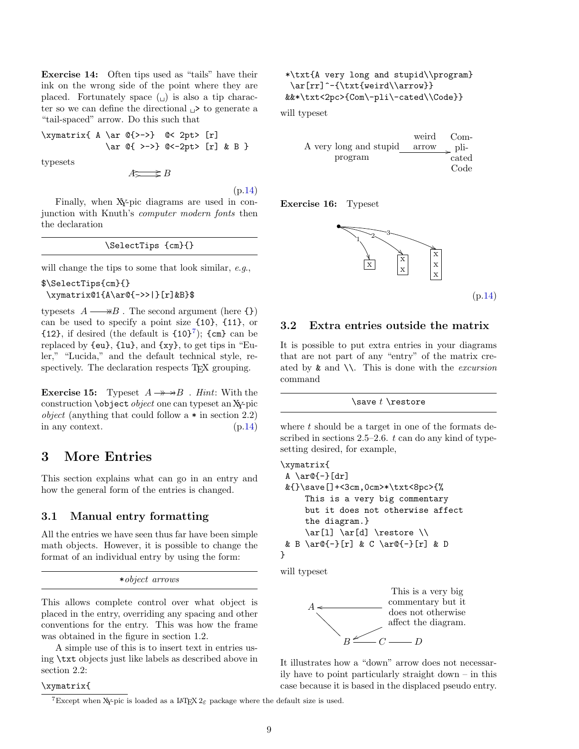**Exercise 14:** Often tips used as "tails" have their ink on the wrong side of the point where they are placed. Fortunately space (␣) is also a tip character so we can define the directional ␣> to generate a "tail-spaced" arrow. Do this such that

```
\xymatrix{ A \ar @{>->}  @< 2pt> [r]
             \ar @{ >->} @<-2pt> [r] & B }
```

typesets

(p.14)

Finally, when XY-pic diagrams are used in conjunction with Knuth's *computer modern fonts* then the declaration

```
\SelectTips {cm}{}
```

will change the tips to some that look similar, *e.g.*,

```
$\SelectTips{cm}{}
 \xymatrix@1{A\ar@{->>|}[r]&B}$
```

typesets $A \longrightarrow B$ . The second argument (here `{}`) can be used to specify a point size `{10}`, `{11}`, or `{12}`, if desired (the default is `{10}`[7]); `{cm}` can be replaced by `{eu}`, `{lu}`, and `{xy}`, to get tips in "Euler," "Lucida," and the default technical style, respectively. The declaration respects TEX grouping.

**Exercise 15:** Typeset $A \twoheadrightarrow\twoheadrightarrow B$ . *Hint*: With the construction `\object` *object* one can typeset an XY-pic *object* (anything that could follow a `*` in section 2.2) in any context. (p.14)

# 3 More Entries

This section explains what can go in an entry and how the general form of the entries is changed.

## 3.1 Manual entry formatting

All the entries we have seen thus far have been simple math objects. However, it is possible to change the format of an individual entry by using the form:

`*`*object arrows*

This allows complete control over what object is placed in the entry, overriding any spacing and other conventions for the entry. This was how the frame was obtained in the figure in section 1.2.

A simple use of this is to insert text in entries using `\txt` objects just like labels as described above in section 2.2:

```
\xymatrix{
 *\txt{A very long and stupid\\program}
  \ar[rr]^-{\txt{weird\\arrow}}
 &&*\txt<2pc>{Com\-pli\-cated\\Code}}
```

will typeset

**Exercise 16:** Typeset

(p.14)

## 3.2 Extra entries outside the matrix

It is possible to put extra entries in your diagrams that are not part of any "entry" of the matrix created by `&` and `\\`. This is done with the *excursion* command

`\save` *t* `\restore`

where *t* should be a target in one of the formats described in sections 2.5–2.6. *t* can do any kind of typesetting desired, for example,

```
\xymatrix{
 A \ar@{-}[dr]
 &{}\save[]+<3cm,0cm>*\txt<8pc>{%
     This is a very big commentary
     but it does not otherwise affect
     the diagram.}
     \ar[l] \ar[d] \restore \\
 & B \ar@{-}[r] & C \ar@{-}[r] & D
}
```

will typeset

It illustrates how a "down" arrow does not necessarily have to point particularly straight down – in this case because it is based in the displaced pseudo entry.

[7] Except when XY-pic is loaded as a LATEX 2ε package where the default size is used.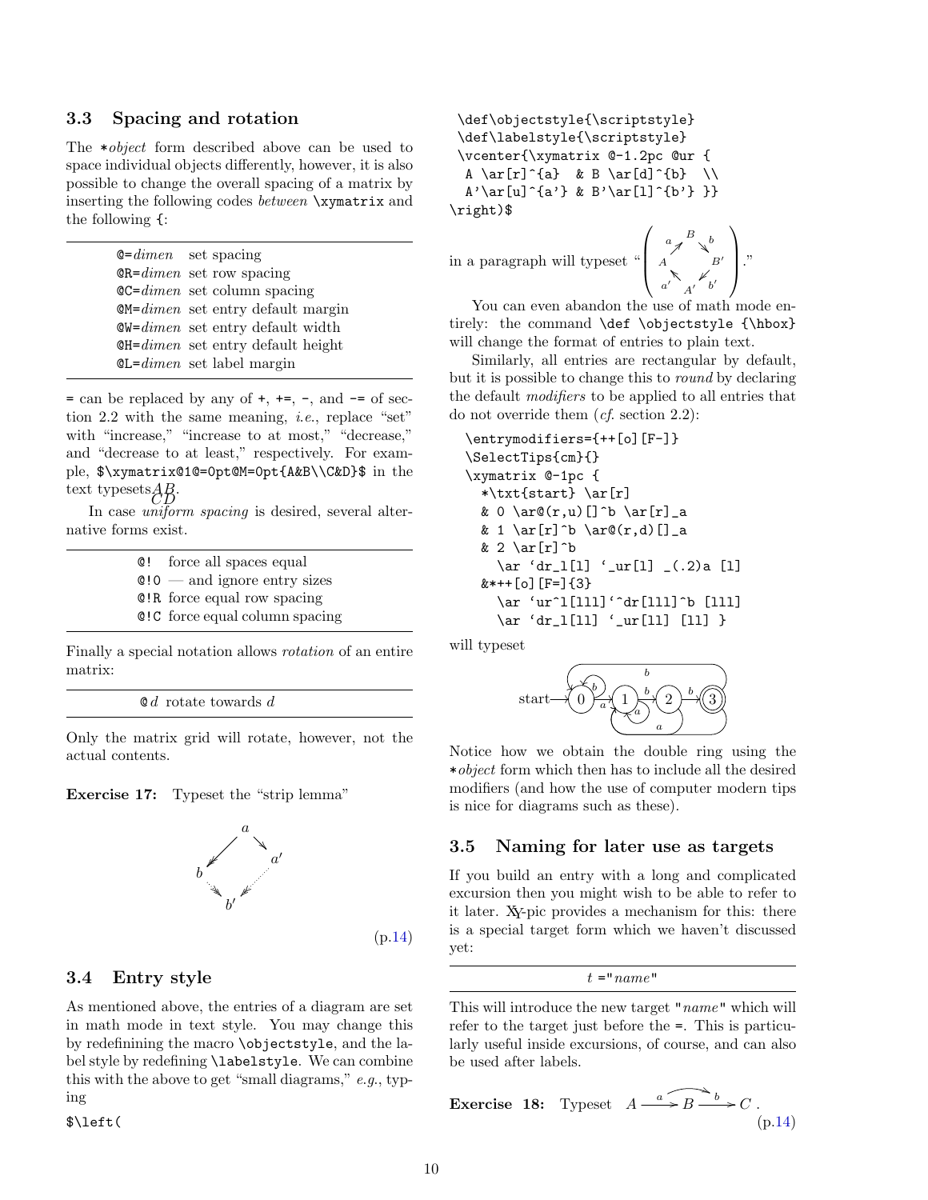### 3.3 Spacing and rotation

The *\*object* form described above can be used to space individual objects differently, however, it is also possible to change the overall spacing of a matrix by inserting the following codes *between* `\xymatrix` and the following `{`:

| | |
|---|---|
| `@=`*dimen* | set spacing |
| `@R=`*dimen* | set row spacing |
| `@C=`*dimen* | set column spacing |
| `@M=`*dimen* | set entry default margin |
| `@W=`*dimen* | set entry default width |
| `@H=`*dimen* | set entry default height |
| `@L=`*dimen* | set label margin |

`=` can be replaced by any of `+`, `+=`, `-`, and `-=` of section 2.2 with the same meaning, *i.e.*, replace "set" with "increase," "increase to at most," "decrease," and "decrease to at least," respectively. For example, `$\xymatrix@1@=0pt@M=0pt{A&B\\C&D}$` in the text typesets $\begin{smallmatrix}AB\\CD\end{smallmatrix}$.

In case *uniform spacing* is desired, several alternative forms exist.

| | |
|---|---|
| `@!` | force all spaces equal |
| `@!0` | — and ignore entry sizes |
| `@!R` | force equal row spacing |
| `@!C` | force equal column spacing |

Finally a special notation allows *rotation* of an entire matrix:

| | |
|---|---|
| `@`*d* | rotate towards *d* |

Only the matrix grid will rotate, however, not the actual contents.

**Exercise 17:** Typeset the "strip lemma"

$$\begin{array}{ccc} & a & \\ \swarrow & & \searrow \\ b & & a' \\ \searrow & & \swarrow \\ & b' & \end{array}$$

(p.14)

### 3.4 Entry style

As mentioned above, the entries of a diagram are set in math mode in text style. You may change this by redefining the macro `\objectstyle`, and the label style by redefining `\labelstyle`. We can combine this with the above to get "small diagrams," *e.g.*, typing

```
$\left(
 \def\objectstyle{\scriptstyle}
 \def\labelstyle{\scriptstyle}
 \vcenter{\xymatrix @-1.2pc @ur {
  A \ar[r]^{a}  & B \ar[d]^{b}  \\
  A'\ar[u]^{a'} & B'\ar[l]^{b'} }}
\right)$
```

in a paragraph will typeset "$\left(\begin{smallmatrix} & B & \\ A & & B' \\ & A' & \end{smallmatrix}\right)$."

You can even abandon the use of math mode entirely: the command `\def \objectstyle {\hbox}` will change the format of entries to plain text.

Similarly, all entries are rectangular by default, but it is possible to change this to *round* by declaring the default *modifiers* to be applied to all entries that do not override them (*cf.* section 2.2):

```
\entrymodifiers={++[o][F-]}
\SelectTips{cm}{}
\xymatrix @-1pc {
  *\txt{start} \ar[r]
  & 0 \ar@(r,u)[]^b \ar[r]_a
  & 1 \ar[r]^b \ar@(r,d)[]_a
  & 2 \ar[r]^b
    \ar `dr_l[l] `_ur[l] _(.2)a [l]
  &*++[o][F=]{3}
    \ar `ur^l[lll]`^dr[lll]^b [lll]
    \ar `dr_l[ll] `_ur[ll] [ll] }
```

will typeset

start → (0) → (1) → (2) → ((3))

Notice how we obtain the double ring using the *\*object* form which then has to include all the desired modifiers (and how the use of computer modern tips is nice for diagrams such as these).

### 3.5 Naming for later use as targets

If you build an entry with a long and complicated excursion then you might wish to be able to refer to it later. XY-pic provides a mechanism for this: there is a special target form which we haven't discussed yet:

| |
|---|
| *t* `="`*name*`"` |

This will introduce the new target `"`*name*`"` which will refer to the target just before the `=`. This is particularly useful inside excursions, of course, and can also be used after labels.

**Exercise 18:** Typeset $A \xrightarrow{a} B \xrightarrow{b} C$. (p.14)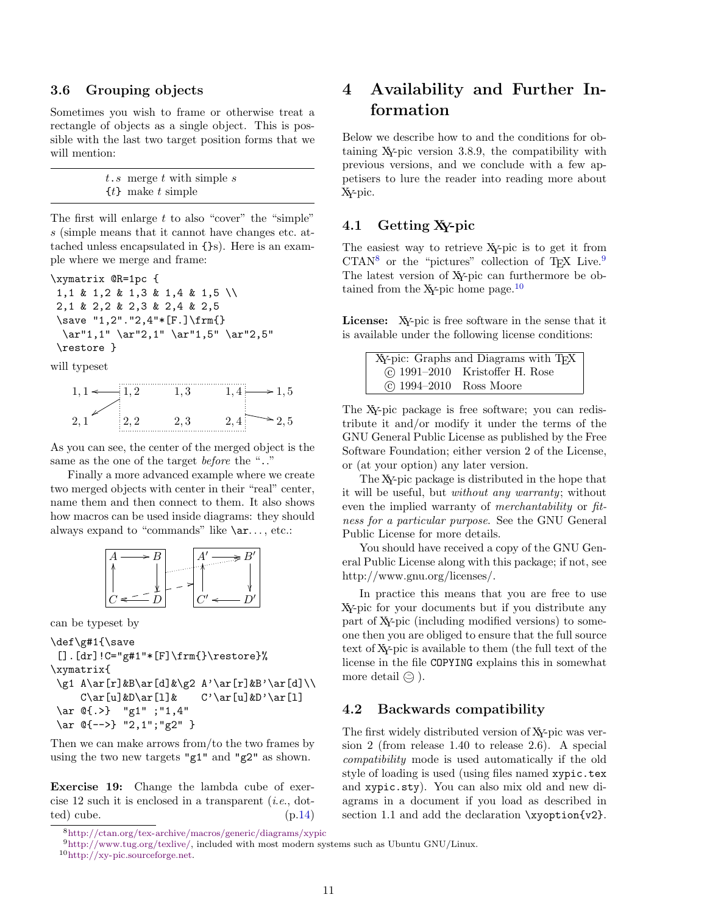### 3.6 Grouping objects

Sometimes you wish to frame or otherwise treat a rectangle of objects as a single object. This is possible with the last two target position forms that we will mention:

| | |
|---|---|
| $t\,.\,s$ | merge $t$ with simple $s$ |
| {$t$} | make $t$ simple |

The first will enlarge $t$ to also "cover" the "simple" $s$ (simple means that it cannot have changes etc. attached unless encapsulated in {}s). Here is an example where we merge and frame:

```
\xymatrix @R=1pc {
 1,1 & 1,2 & 1,3 & 1,4 & 1,5 \\
 2,1 & 2,2 & 2,3 & 2,4 & 2,5
 \save "1,2"."2,4"*[F.]\frm{}
  \ar"1,1" \ar"2,1" \ar"1,5" \ar"2,5"
 \restore }
```

will typeset

As you can see, the center of the merged object is the same as the one of the target *before* the "."

Finally a more advanced example where we create two merged objects with center in their "real" center, name them and then connect to them. It also shows how macros can be used inside diagrams: they should always expand to "commands" like `\ar`..., etc.:

can be typeset by

```
\def\g#1{\save
 [].[dr]!C="g#1"*[F]\frm{}\restore}%
\xymatrix{
 \g1 A\ar[r]&B\ar[d]&\g2 A'\ar[r]&B'\ar[d]\\
     C\ar[u]&D\ar[l]&    C'\ar[u]&D'\ar[l]
 \ar @{.>}  "g1" ;"1,4"
 \ar @{-->} "2,1";"g2" }
```

Then we can make arrows from/to the two frames by using the two new targets "g1" and "g2" as shown.

**Exercise 19:** Change the lambda cube of exercise 12 such it is enclosed in a transparent (*i.e.*, dotted) cube. (p.14)

# 4 Availability and Further Information

Below we describe how to and the conditions for obtaining XY-pic version 3.8.9, the compatibility with previous versions, and we conclude with a few appetisers to lure the reader into reading more about XY-pic.

## 4.1 Getting XY-pic

The easiest way to retrieve XY-pic is to get it from CTAN[8] or the "pictures" collection of TEX Live.[9] The latest version of XY-pic can furthermore be obtained from the XY-pic home page.[10]

**License:** XY-pic is free software in the sense that it is available under the following license conditions:

| XY-pic: Graphs and Diagrams with TEX | |
|---|---|
| © 1991–2010 | Kristoffer H. Rose |
| © 1994–2010 | Ross Moore |

The XY-pic package is free software; you can redistribute it and/or modify it under the terms of the GNU General Public License as published by the Free Software Foundation; either version 2 of the License, or (at your option) any later version.

The XY-pic package is distributed in the hope that it will be useful, but *without any warranty*; without even the implied warranty of *merchantability* or *fitness for a particular purpose*. See the GNU General Public License for more details.

You should have received a copy of the GNU General Public License along with this package; if not, see http://www.gnu.org/licenses/.

In practice this means that you are free to use XY-pic for your documents but if you distribute any part of XY-pic (including modified versions) to someone then you are obliged to ensure that the full source text of XY-pic is available to them (the full text of the license in the file COPYING explains this in somewhat more detail ☺ ).

## 4.2 Backwards compatibility

The first widely distributed version of XY-pic was version 2 (from release 1.40 to release 2.6). A special *compatibility* mode is used automatically if the old style of loading is used (using files named `xypic.tex` and `xypic.sty`). You can also mix old and new diagrams in a document if you load as described in section 1.1 and add the declaration `\xyoption{v2}`.

[8] http://ctan.org/tex-archive/macros/generic/diagrams/xypic

[9] http://www.tug.org/texlive/, included with most modern systems such as Ubuntu GNU/Linux.

[10] http://xy-pic.sourceforge.net.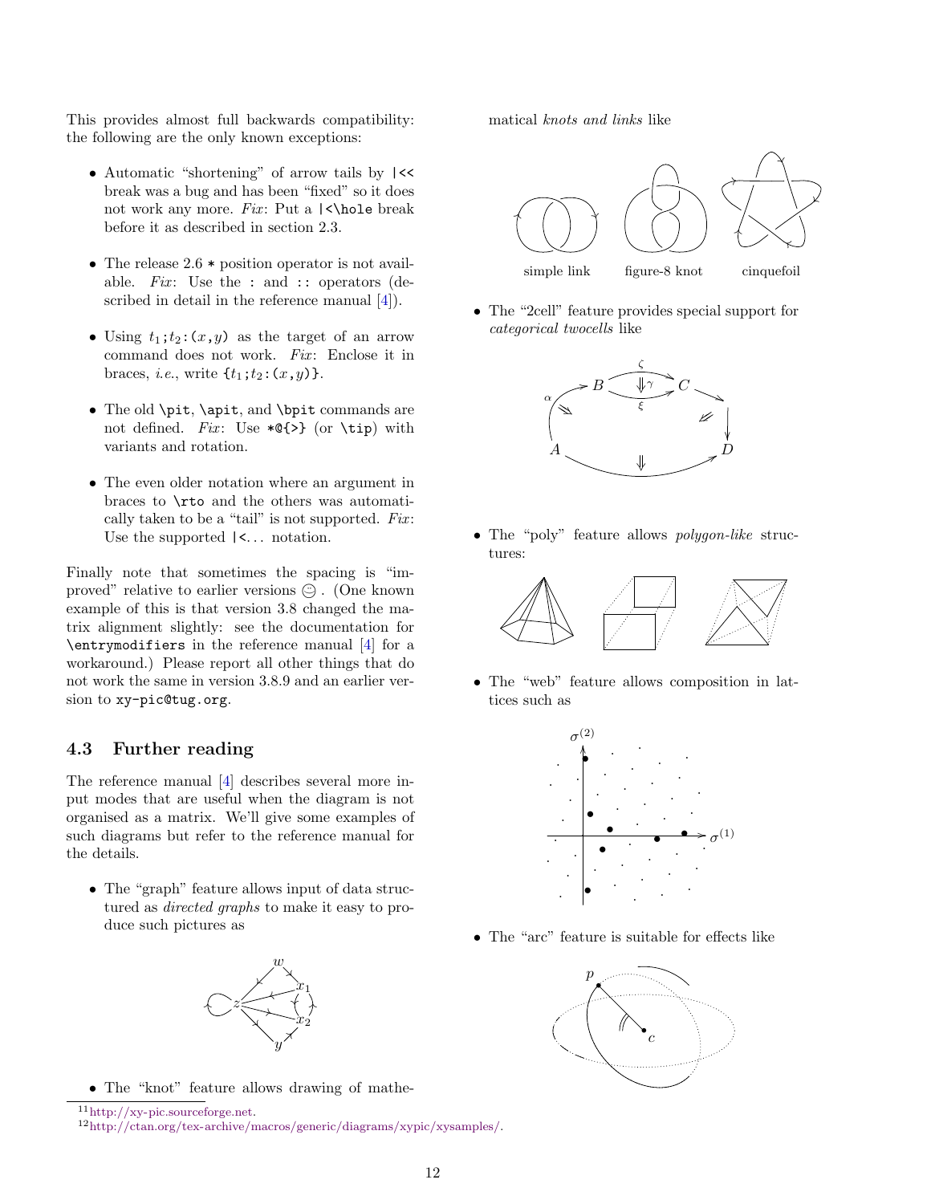This provides almost full backwards compatibility: the following are the only known exceptions:

- Automatic "shortening" of arrow tails by `|<<` break was a bug and has been "fixed" so it does not work any more. *Fix*: Put a `|<\hole` break before it as described in section 2.3.
- The release 2.6 `*` position operator is not available. *Fix*: Use the `:` and `::` operators (described in detail in the reference manual [4]).
- Using $t_1$`;`$t_2$`:(`$x$`,`$y$`)` as the target of an arrow command does not work. *Fix*: Enclose it in braces, *i.e.*, write `{`$t_1$`;`$t_2$`:(`$x$`,`$y$`)}`.
- The old `\pit`, `\apit`, and `\bpit` commands are not defined. *Fix*: Use `*@{>}` (or `\tip`) with variants and rotation.
- The even older notation where an argument in braces to `\rto` and the others was automatically taken to be a "tail" is not supported. *Fix*: Use the supported `|<`... notation.

Finally note that sometimes the spacing is "improved" relative to earlier versions ☺. (One known example of this is that version 3.8 changed the matrix alignment slightly: see the documentation for `\entrymodifiers` in the reference manual [4] for a workaround.) Please report all other things that do not work the same in version 3.8.9 and an earlier version to `xy-pic@tug.org`.

### 4.3 Further reading

The reference manual [4] describes several more input modes that are useful when the diagram is not organised as a matrix. We'll give some examples of such diagrams but refer to the reference manual for the details.

- The "graph" feature allows input of data structured as *directed graphs* to make it easy to produce such pictures as

- The "knot" feature allows drawing of mathematical *knots and links* like

  simple link    figure-8 knot    cinquefoil

- The "2cell" feature provides special support for *categorical twocells* like

- The "poly" feature allows *polygon-like* structures:

- The "web" feature allows composition in lattices such as

- The "arc" feature is suitable for effects like

---

[11] http://xy-pic.sourceforge.net.

[12] http://ctan.org/tex-archive/macros/generic/diagrams/xypic/xysamples/.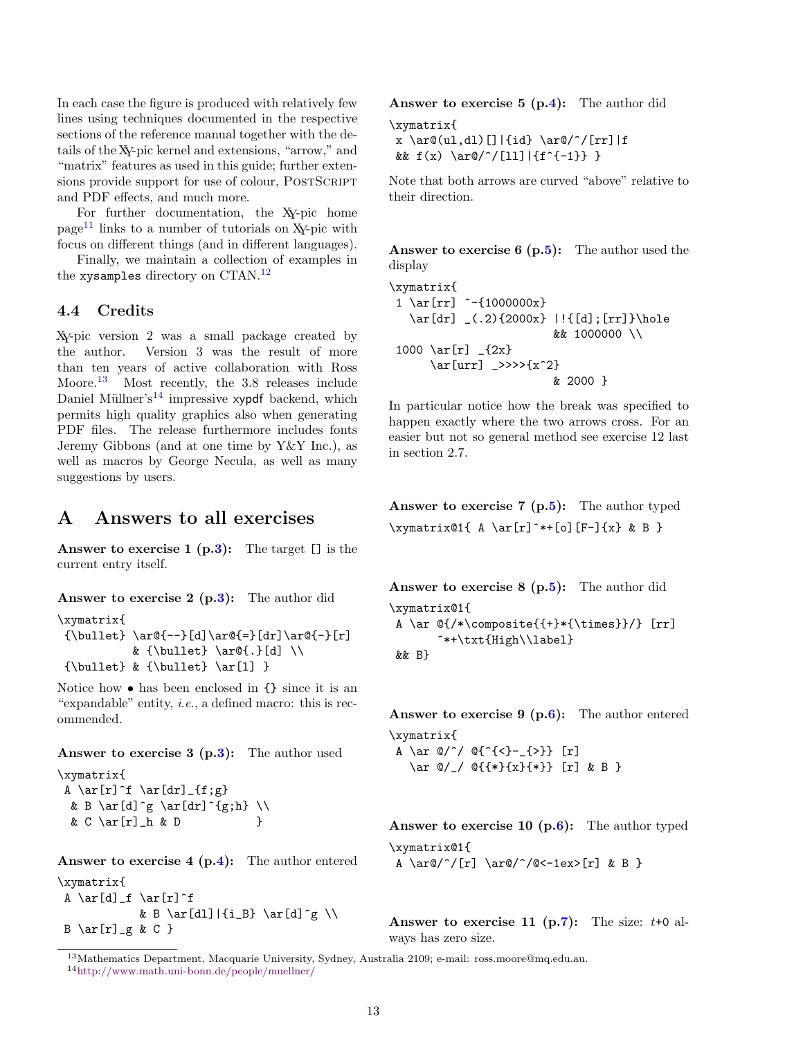In each case the figure is produced with relatively few lines using techniques documented in the respective sections of the reference manual together with the details of the XY-pic kernel and extensions, "arrow," and "matrix" features as used in this guide; further extensions provide support for use of colour, POSTSCRIPT and PDF effects, and much more.

For further documentation, the XY-pic home page[11] links to a number of tutorials on XY-pic with focus on different things (and in different languages).

Finally, we maintain a collection of examples in the `xysamples` directory on CTAN.[12]

### 4.4 Credits

XY-pic version 2 was a small package created by the author. Version 3 was the result of more than ten years of active collaboration with Ross Moore.[13] Most recently, the 3.8 releases include Daniel Müllner's[14] impressive `xypdf` backend, which permits high quality graphics also when generating PDF files. The release furthermore includes fonts Jeremy Gibbons (and at one time by Y&Y Inc.), as well as macros by George Necula, as well as many suggestions by users.

## A Answers to all exercises

**Answer to exercise 1 (p.3):** The target `[]` is the current entry itself.

**Answer to exercise 2 (p.3):** The author did

```
\xymatrix{
 {\bullet} \ar@{--}[d]\ar@{=}[dr]\ar@{-}[r]
           & {\bullet} \ar@{.}[d] \\
 {\bullet} & {\bullet} \ar[l] }
```

Notice how • has been enclosed in `{}` since it is an "expandable" entity, *i.e.*, a defined macro: this is recommended.

**Answer to exercise 3 (p.3):** The author used

```
\xymatrix{
 A \ar[r]^f \ar[dr]_{f;g}
  & B \ar[d]^g \ar[dr]^{g;h} \\
  & C \ar[r]_h & D           }
```

**Answer to exercise 4 (p.4):** The author entered

```
\xymatrix{
 A \ar[d]_f \ar[r]^f
            & B \ar[dl]|{i_B} \ar[d]^g \\
 B \ar[r]_g & C }
```

**Answer to exercise 5 (p.4):** The author did

```
\xymatrix{
 x \ar@(ul,dl)[]|{id} \ar@/^/[rr]|f
 && f(x) \ar@/^/[ll]|{f^{-1}} }
```

Note that both arrows are curved "above" relative to their direction.

**Answer to exercise 6 (p.5):** The author used the display

```
\xymatrix{
 1 \ar[rr] ^-{1000000x}
   \ar[dr] _(.2){2000x} |!{[d];[rr]}\hole
                        && 1000000 \\
 1000 \ar[r] _{2x}
      \ar[urr] _>>>>{x^2}
                        & 2000 }
```

In particular notice how the break was specified to happen exactly where the two arrows cross. For an easier but not so general method see exercise 12 last in section 2.7.

**Answer to exercise 7 (p.5):** The author typed

```
\xymatrix@1{ A \ar[r]^*+[o][F-]{x} & B }
```

**Answer to exercise 8 (p.5):** The author did

```
\xymatrix@1{
 A \ar @{/*\composite{{+}*{\times}}/} [rr]
      ^*+\txt{High\\label}
 && B}
```

**Answer to exercise 9 (p.6):** The author entered

```
\xymatrix{
 A \ar @/^/ @{^{<}-_{>}} [r]
   \ar @/_/ @{{*}{x}{*}} [r] & B }
```

**Answer to exercise 10 (p.6):** The author typed

```
\xymatrix@1{
 A \ar@/^/[r] \ar@/^/@<-1ex>[r] & B }
```

**Answer to exercise 11 (p.7):** The size: *t*+0 always has zero size.

[13] Mathematics Department, Macquarie University, Sydney, Australia 2109; e-mail: ross.moore@mq.edu.au.

[14] http://www.math.uni-bonn.de/people/muellner/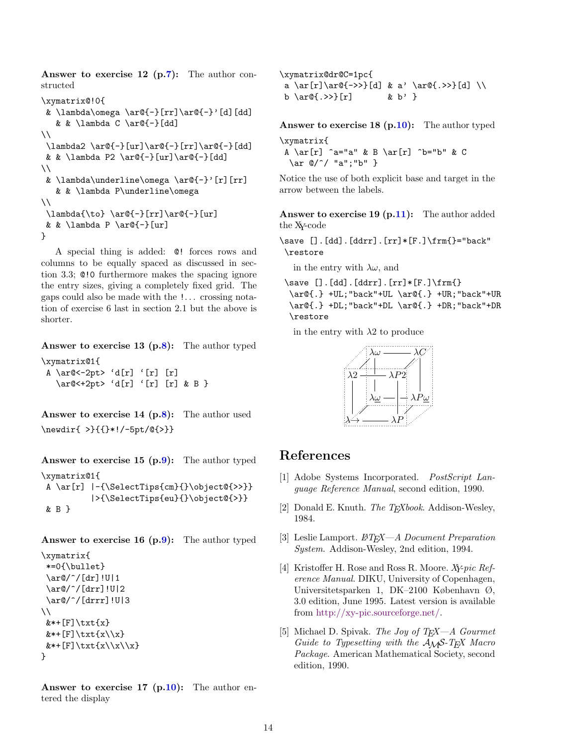**Answer to exercise 12 (p.7):** The author constructed

```
\xymatrix@!0{
 & \lambda\omega \ar@{-}[rr]\ar@{-}'[d][dd]
   & & \lambda C \ar@{-}[dd]
\\
 \lambda2 \ar@{-}[ur]\ar@{-}[rr]\ar@{-}[dd]
 & & \lambda P2 \ar@{-}[ur]\ar@{-}[dd]
\\
 & \lambda\underline\omega \ar@{-}'[r][rr]
   & & \lambda P\underline\omega
\\
 \lambda{\to} \ar@{-}[rr]\ar@{-}[ur]
 & & \lambda P \ar@{-}[ur]
}
```

A special thing is added: `@!` forces rows and columns to be equally spaced as discussed in section 3.3; `@!0` furthermore makes the spacing ignore the entry sizes, giving a completely fixed grid. The gaps could also be made with the `!`... crossing notation of exercise 6 last in section 2.1 but the above is shorter.

**Answer to exercise 13 (p.8):** The author typed

```
\xymatrix@1{
 A \ar@<-2pt> `d[r] `[r] [r]
   \ar@<+2pt> `d[r] `[r] [r] & B }
```

**Answer to exercise 14 (p.8):** The author used

```
\newdir{ >}{{}*!/-5pt/@{>}}
```

**Answer to exercise 15 (p.9):** The author typed

```
\xymatrix@1{
 A \ar[r] |-{\SelectTips{cm}{}\object@{>>}}
          |>{\SelectTips{eu}{}\object@{>}}
 & B }
```

**Answer to exercise 16 (p.9):** The author typed

```
\xymatrix{
 *=0{\bullet}
 \ar@/^/[dr]!U|1
 \ar@/^/[drr]!U|2
 \ar@/^/[drrr]!U|3
\\
 &*+[F]\txt{x}
 &*+[F]\txt{x\\x}
 &*+[F]\txt{x\\x\\x}
}
```

**Answer to exercise 17 (p.10):** The author entered the display

```
\xymatrix@dr@C=1pc{
 a \ar[r]\ar@{->>}[d] & a' \ar@{.>>}[d] \\
 b \ar@{.>>}[r]       & b' }
```

**Answer to exercise 18 (p.10):** The author typed

```
\xymatrix{
 A \ar[r] ^a="a" & B \ar[r] ^b="b" & C
  \ar @/^/ "a";"b" }
```

Notice the use of both explicit base and target in the arrow between the labels.

**Answer to exercise 19 (p.11):** The author added the XY-code

```
\save [].[dd].[ddrr].[rr]*[F.]\frm{}="back"
 \restore
```

in the entry with $\lambda\omega$, and

```
\save [].[dd].[ddrr].[rr]*[F.]\frm{}
 \ar@{.} +UL;"back"+UL \ar@{.} +UR;"back"+UR
 \ar@{.} +DL;"back"+DL \ar@{.} +DR;"back"+DR
 \restore
```

in the entry with $\lambda2$ to produce

# References

[1] Adobe Systems Incorporated. *PostScript Language Reference Manual*, second edition, 1990.

[2] Donald E. Knuth. *The TEXbook*. Addison-Wesley, 1984.

[3] Leslie Lamport. *LATEX—A Document Preparation System*. Addison-Wesley, 2nd edition, 1994.

[4] Kristoffer H. Rose and Ross R. Moore. *XY-pic Reference Manual*. DIKU, University of Copenhagen, Universitetsparken 1, DK–2100 København Ø, 3.0 edition, June 1995. Latest version is available from http://xy-pic.sourceforge.net/.

[5] Michael D. Spivak. *The Joy of TEX—A Gourmet Guide to Typesetting with the AMS-TEX Macro Package*. American Mathematical Society, second edition, 1990.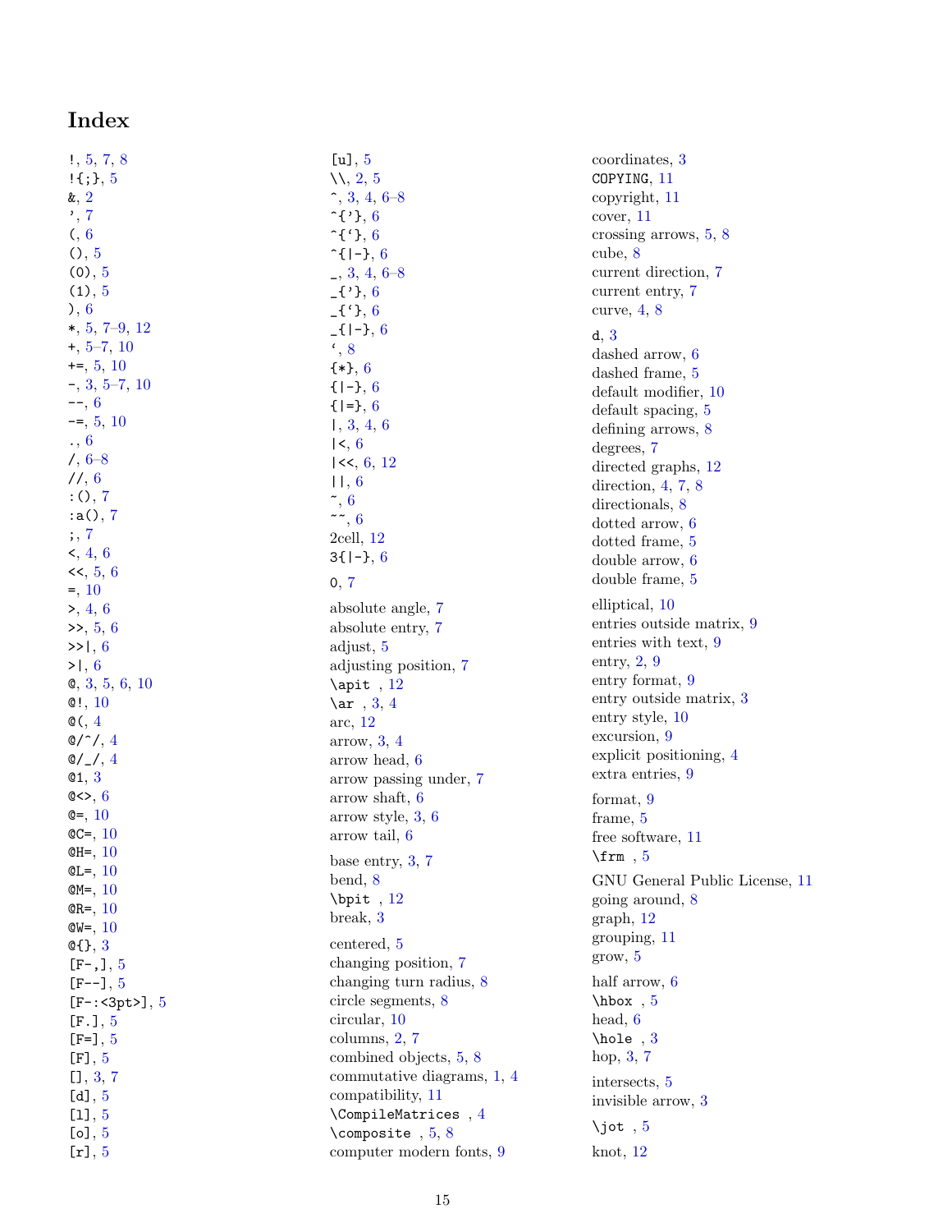# Index

!, 5, 7, 8
!{;}, 5
&, 2
', 7
(, 6
(), 5
(0), 5
(1), 5
), 6
*, 5, 7–9, 12
+, 5–7, 10
+=, 5, 10
-, 3, 5–7, 10
--, 6
-=, 5, 10
., 6
/, 6–8
//, 6
:(), 7
:a(), 7
;, 7
<, 4, 6
<<, 5, 6
=, 10
>, 4, 6
>>, 5, 6
>>|, 6
>|, 6
@, 3, 5, 6, 10
@!, 10
@(, 4
@/^/, 4
@/_/, 4
@1, 3
@<>, 6
@=, 10
@C=, 10
@H=, 10
@L=, 10
@M=, 10
@R=, 10
@W=, 10
@{}, 3
[F-,], 5
[F--], 5
[F-:<3pt>], 5
[F.], 5
[F=], 5
[F], 5
[], 3, 7
[d], 5
[l], 5
[o], 5
[r], 5
[u], 5
\\, 2, 5
^, 3, 4, 6–8
^{'}, 6
^{`}, 6
^{|-}, 6
_, 3, 4, 6–8
_{'}, 6
_{`}, 6
_{|-}, 6
`, 8
{*}, 6
{|-}, 6
{|=}, 6
|, 3, 4, 6
|<, 6
|<<, 6, 12
||, 6
~, 6
~~, 6
2cell, 12
3{|-}, 6

0, 7

absolute angle, 7
absolute entry, 7
adjust, 5
adjusting position, 7
\apit , 12
\ar , 3, 4
arc, 12
arrow, 3, 4
arrow head, 6
arrow passing under, 7
arrow shaft, 6
arrow style, 3, 6
arrow tail, 6

base entry, 3, 7
bend, 8
\bpit , 12
break, 3

centered, 5
changing position, 7
changing turn radius, 8
circle segments, 8
circular, 10
columns, 2, 7
combined objects, 5, 8
commutative diagrams, 1, 4
compatibility, 11
\CompileMatrices , 4
\composite , 5, 8
computer modern fonts, 9
coordinates, 3
COPYING, 11
copyright, 11
cover, 11
crossing arrows, 5, 8
cube, 8
current direction, 7
current entry, 7
curve, 4, 8

d, 3
dashed arrow, 6
dashed frame, 5
default modifier, 10
default spacing, 5
defining arrows, 8
degrees, 7
directed graphs, 12
direction, 4, 7, 8
directionals, 8
dotted arrow, 6
dotted frame, 5
double arrow, 6
double frame, 5

elliptical, 10
entries outside matrix, 9
entries with text, 9
entry, 2, 9
entry format, 9
entry outside matrix, 3
entry style, 10
excursion, 9
explicit positioning, 4
extra entries, 9

format, 9
frame, 5
free software, 11
\frm , 5

GNU General Public License, 11
going around, 8
graph, 12
grouping, 11
grow, 5

half arrow, 6
\hbox , 5
head, 6
\hole , 3
hop, 3, 7

intersects, 5
invisible arrow, 3

\jot , 5

knot, 12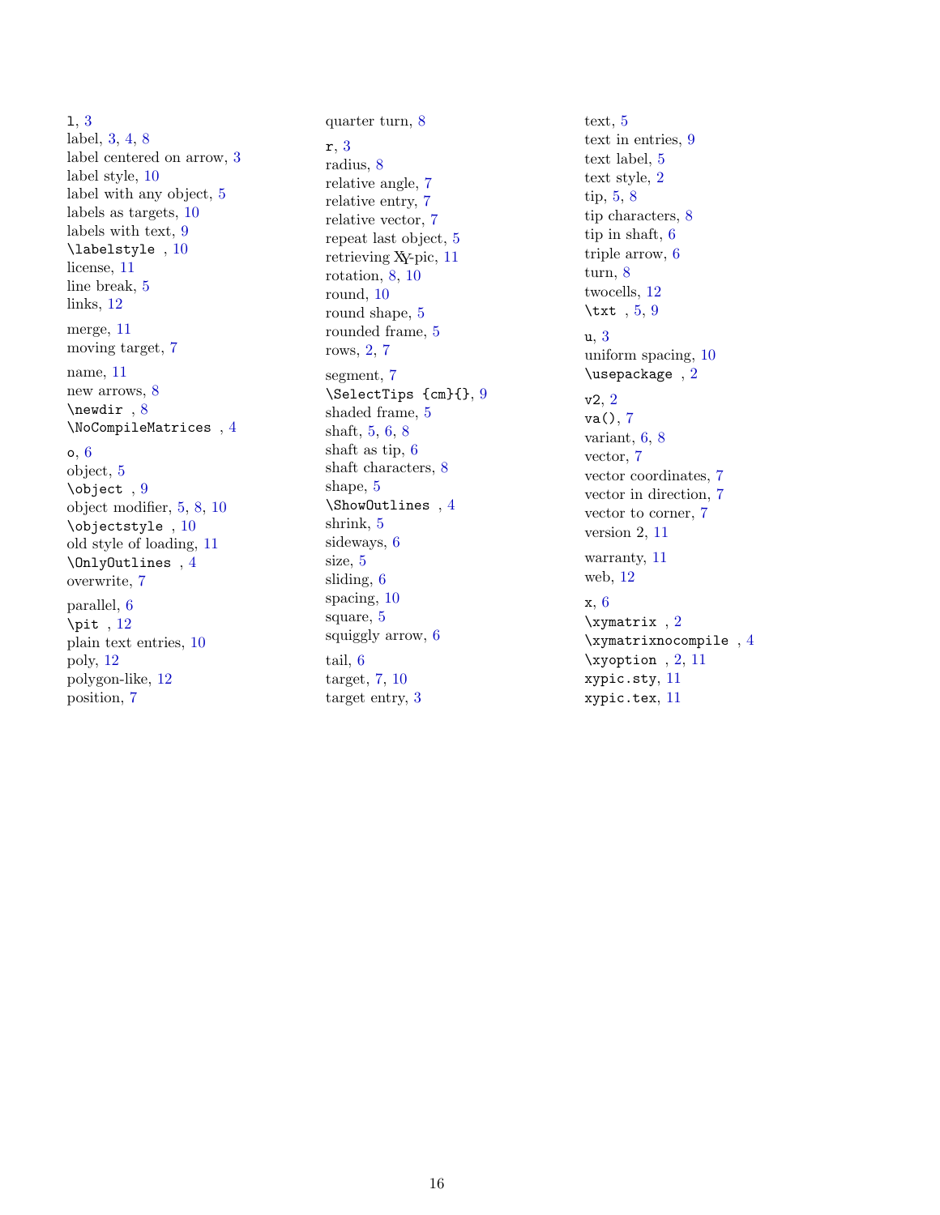`l`, 3
label, 3, 4, 8
label centered on arrow, 3
label style, 10
label with any object, 5
labels as targets, 10
labels with text, 9
`\labelstyle` , 10
license, 11
line break, 5
links, 12

merge, 11
moving target, 7

name, 11
new arrows, 8
`\newdir` , 8
`\NoCompileMatrices` , 4

`o`, 6
object, 5
`\object` , 9
object modifier, 5, 8, 10
`\objectstyle` , 10
old style of loading, 11
`\OnlyOutlines` , 4
overwrite, 7

parallel, 6
`\pit` , 12
plain text entries, 10
poly, 12
polygon-like, 12
position, 7

quarter turn, 8

`r`, 3
radius, 8
relative angle, 7
relative entry, 7
relative vector, 7
repeat last object, 5
retrieving XY-pic, 11
rotation, 8, 10
round, 10
round shape, 5
rounded frame, 5
rows, 2, 7

segment, 7
`\SelectTips {cm}{}`, 9
shaded frame, 5
shaft, 5, 6, 8
shaft as tip, 6
shaft characters, 8
shape, 5
`\ShowOutlines` , 4
shrink, 5
sideways, 6
size, 5
sliding, 6
spacing, 10
square, 5
squiggly arrow, 6

tail, 6
target, 7, 10
target entry, 3
text, 5
text in entries, 9
text label, 5
text style, 2
tip, 5, 8
tip characters, 8
tip in shaft, 6
triple arrow, 6
turn, 8
twocells, 12
`\txt` , 5, 9

`u`, 3
uniform spacing, 10
`\usepackage` , 2

`v2`, 2
`va()`, 7
variant, 6, 8
vector, 7
vector coordinates, 7
vector in direction, 7
vector to corner, 7
version 2, 11

warranty, 11
web, 12

`x`, 6
`\xymatrix` , 2
`\xymatrixnocompile` , 4
`\xyoption` , 2, 11
`xypic.sty`, 11
`xypic.tex`, 11